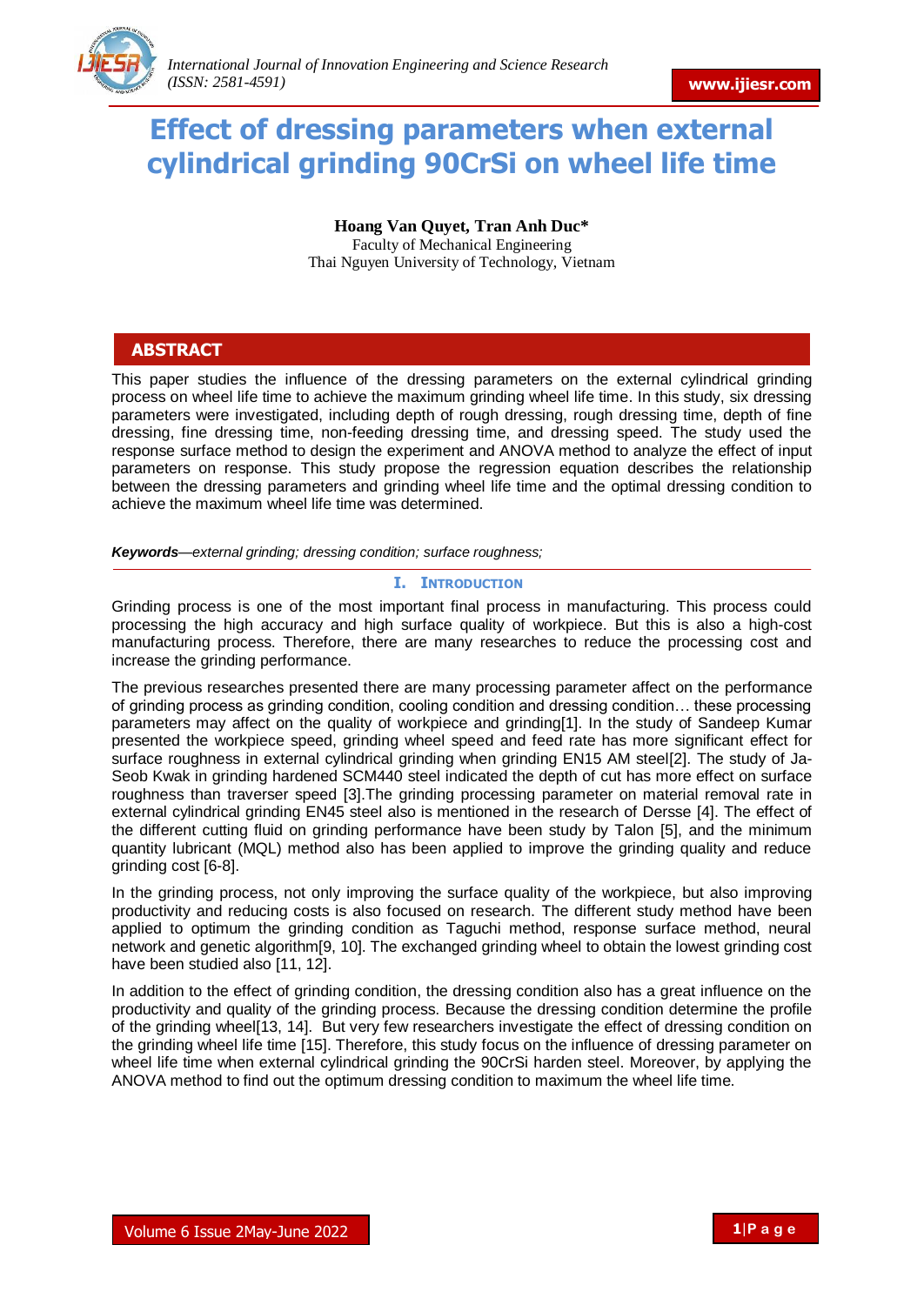# Effect of dressing parameters when external cylindrical grinding 90CrSi on wheel life time

**Hoang Van Quyet, Tran Anh Duc***
Faculty of Mechanical Engineering
Thai Nguyen University of Technology, Vietnam

## ABSTRACT

This paper studies the influence of the dressing parameters on the external cylindrical grinding process on wheel life time to achieve the maximum grinding wheel life time. In this study, six dressing parameters were investigated, including depth of rough dressing, rough dressing time, depth of fine dressing, fine dressing time, non-feeding dressing time, and dressing speed. The study used the response surface method to design the experiment and ANOVA method to analyze the effect of input parameters on response. This study propose the regression equation describes the relationship between the dressing parameters and grinding wheel life time and the optimal dressing condition to achieve the maximum wheel life time was determined.

***Keywords****—external grinding; dressing condition; surface roughness;*

## I. Introduction

Grinding process is one of the most important final process in manufacturing. This process could processing the high accuracy and high surface quality of workpiece. But this is also a high-cost manufacturing process. Therefore, there are many researches to reduce the processing cost and increase the grinding performance.

The previous researches presented there are many processing parameter affect on the performance of grinding process as grinding condition, cooling condition and dressing condition… these processing parameters may affect on the quality of workpiece and grinding[1]. In the study of Sandeep Kumar presented the workpiece speed, grinding wheel speed and feed rate has more significant effect for surface roughness in external cylindrical grinding when grinding EN15 AM steel[2]. The study of Ja-Seob Kwak in grinding hardened SCM440 steel indicated the depth of cut has more effect on surface roughness than traverser speed [3].The grinding processing parameter on material removal rate in external cylindrical grinding EN45 steel also is mentioned in the research of Dersse [4]. The effect of the different cutting fluid on grinding performance have been study by Talon [5], and the minimum quantity lubricant (MQL) method also has been applied to improve the grinding quality and reduce grinding cost [6-8].

In the grinding process, not only improving the surface quality of the workpiece, but also improving productivity and reducing costs is also focused on research. The different study method have been applied to optimum the grinding condition as Taguchi method, response surface method, neural network and genetic algorithm[9, 10]. The exchanged grinding wheel to obtain the lowest grinding cost have been studied also [11, 12].

In addition to the effect of grinding condition, the dressing condition also has a great influence on the productivity and quality of the grinding process. Because the dressing condition determine the profile of the grinding wheel[13, 14]. But very few researchers investigate the effect of dressing condition on the grinding wheel life time [15]. Therefore, this study focus on the influence of dressing parameter on wheel life time when external cylindrical grinding the 90CrSi harden steel. Moreover, by applying the ANOVA method to find out the optimum dressing condition to maximum the wheel life time.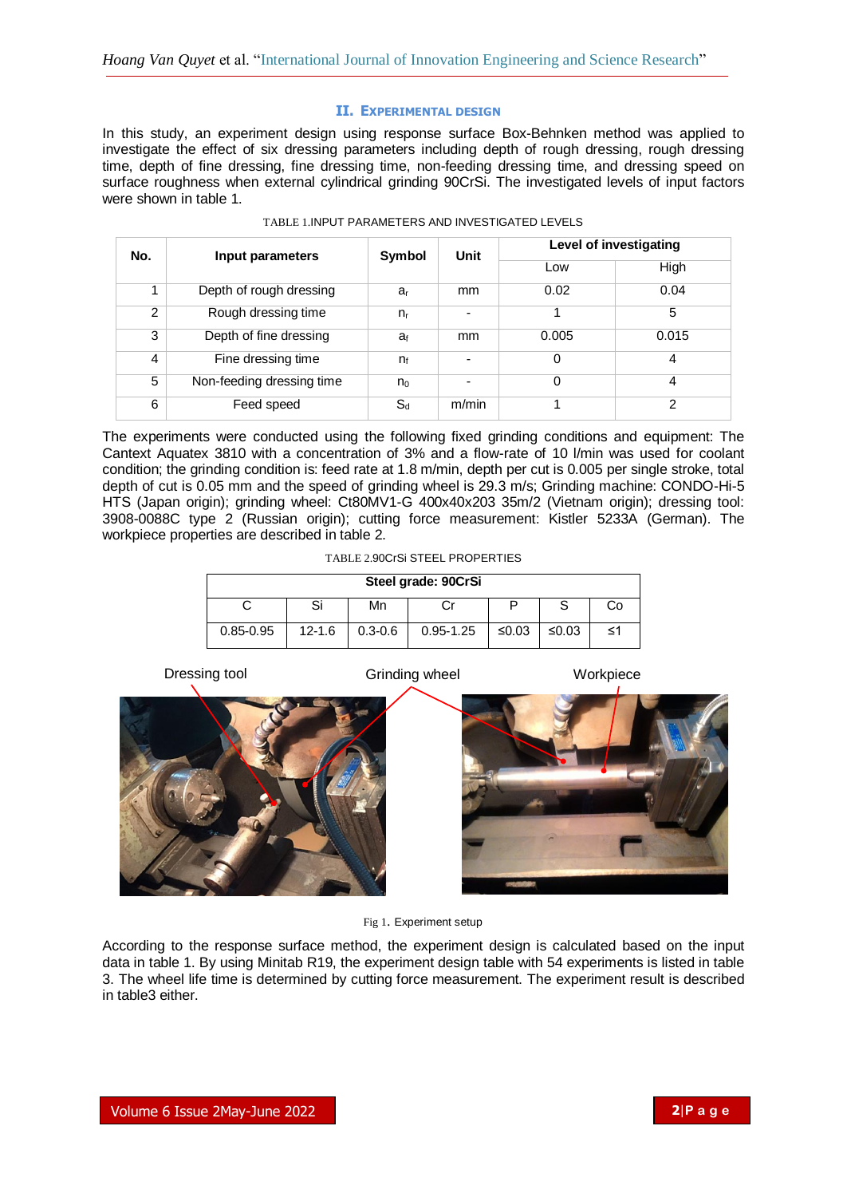## II. EXPERIMENTAL DESIGN

In this study, an experiment design using response surface Box-Behnken method was applied to investigate the effect of six dressing parameters including depth of rough dressing, rough dressing time, depth of fine dressing, fine dressing time, non-feeding dressing time, and dressing speed on surface roughness when external cylindrical grinding 90CrSi. The investigated levels of input factors were shown in table 1.

TABLE 1.INPUT PARAMETERS AND INVESTIGATED LEVELS

| No. | Input parameters | Symbol | Unit | Level of investigating | |
|---|---|---|---|---|---|
| | | | | Low | High |
| 1 | Depth of rough dressing | $a_r$ | mm | 0.02 | 0.04 |
| 2 | Rough dressing time | $n_r$ | - | 1 | 5 |
| 3 | Depth of fine dressing | $a_f$ | mm | 0.005 | 0.015 |
| 4 | Fine dressing time | $n_f$ | - | 0 | 4 |
| 5 | Non-feeding dressing time | $n_0$ | - | 0 | 4 |
| 6 | Feed speed | $S_d$ | m/min | 1 | 2 |

The experiments were conducted using the following fixed grinding conditions and equipment: The Cantext Aquatex 3810 with a concentration of 3% and a flow-rate of 10 l/min was used for coolant condition; the grinding condition is: feed rate at 1.8 m/min, depth per cut is 0.005 per single stroke, total depth of cut is 0.05 mm and the speed of grinding wheel is 29.3 m/s; Grinding machine: CONDO-Hi-5 HTS (Japan origin); grinding wheel: Ct80MV1-G 400x40x203 35m/2 (Vietnam origin); dressing tool: 3908-0088C type 2 (Russian origin); cutting force measurement: Kistler 5233A (German). The workpiece properties are described in table 2.

TABLE 2.90CrSi STEEL PROPERTIES

| Steel grade: 90CrSi | | | | | | |
|---|---|---|---|---|---|---|
| C | Si | Mn | Cr | P | S | Co |
| 0.85-0.95 | 12-1.6 | 0.3-0.6 | 0.95-1.25 | ≤0.03 | ≤0.03 | ≤1 |

Dressing tool Grinding wheel Workpiece

Fig 1. Experiment setup

According to the response surface method, the experiment design is calculated based on the input data in table 1. By using Minitab R19, the experiment design table with 54 experiments is listed in table 3. The wheel life time is determined by cutting force measurement. The experiment result is described in table3 either.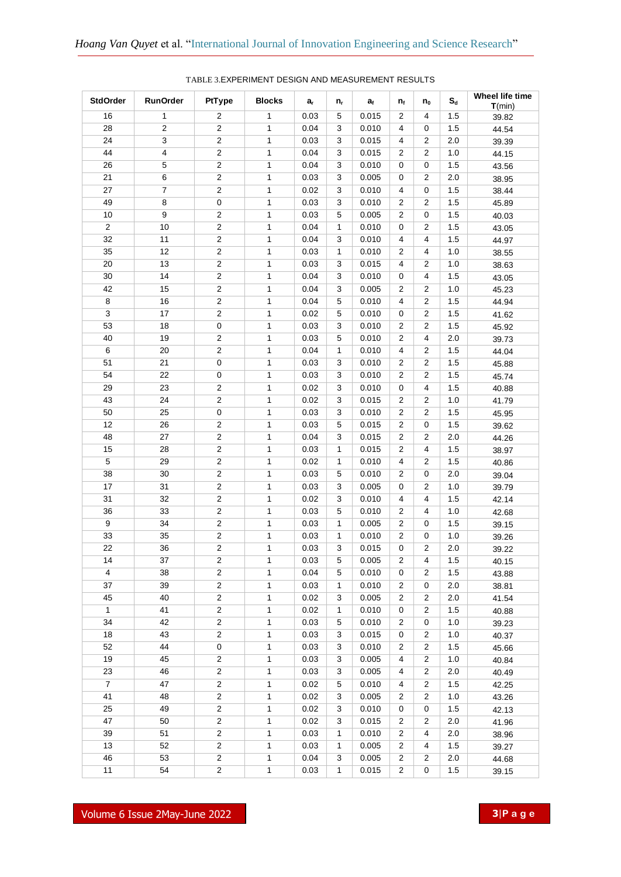TABLE 3.EXPERIMENT DESIGN AND MEASUREMENT RESULTS

| StdOrder | RunOrder | PtType | Blocks | $a_r$ | $n_r$ | $a_f$ | $n_f$ | $n_0$ | $S_d$ | Wheel life time **T**(min) |
|---|---|---|---|---|---|---|---|---|---|---|
| 16 | 1 | 2 | 1 | 0.03 | 5 | 0.015 | 2 | 4 | 1.5 | 39.82 |
| 28 | 2 | 2 | 1 | 0.04 | 3 | 0.010 | 4 | 0 | 1.5 | 44.54 |
| 24 | 3 | 2 | 1 | 0.03 | 3 | 0.015 | 4 | 2 | 2.0 | 39.39 |
| 44 | 4 | 2 | 1 | 0.04 | 3 | 0.015 | 2 | 2 | 1.0 | 44.15 |
| 26 | 5 | 2 | 1 | 0.04 | 3 | 0.010 | 0 | 0 | 1.5 | 43.56 |
| 21 | 6 | 2 | 1 | 0.03 | 3 | 0.005 | 0 | 2 | 2.0 | 38.95 |
| 27 | 7 | 2 | 1 | 0.02 | 3 | 0.010 | 4 | 0 | 1.5 | 38.44 |
| 49 | 8 | 0 | 1 | 0.03 | 3 | 0.010 | 2 | 2 | 1.5 | 45.89 |
| 10 | 9 | 2 | 1 | 0.03 | 5 | 0.005 | 2 | 0 | 1.5 | 40.03 |
| 2 | 10 | 2 | 1 | 0.04 | 1 | 0.010 | 0 | 2 | 1.5 | 43.05 |
| 32 | 11 | 2 | 1 | 0.04 | 3 | 0.010 | 4 | 4 | 1.5 | 44.97 |
| 35 | 12 | 2 | 1 | 0.03 | 1 | 0.010 | 2 | 4 | 1.0 | 38.55 |
| 20 | 13 | 2 | 1 | 0.03 | 3 | 0.015 | 4 | 2 | 1.0 | 38.63 |
| 30 | 14 | 2 | 1 | 0.04 | 3 | 0.010 | 0 | 4 | 1.5 | 43.05 |
| 42 | 15 | 2 | 1 | 0.04 | 3 | 0.005 | 2 | 2 | 1.0 | 45.23 |
| 8 | 16 | 2 | 1 | 0.04 | 5 | 0.010 | 4 | 2 | 1.5 | 44.94 |
| 3 | 17 | 2 | 1 | 0.02 | 5 | 0.010 | 0 | 2 | 1.5 | 41.62 |
| 53 | 18 | 0 | 1 | 0.03 | 3 | 0.010 | 2 | 2 | 1.5 | 45.92 |
| 40 | 19 | 2 | 1 | 0.03 | 5 | 0.010 | 2 | 4 | 2.0 | 39.73 |
| 6 | 20 | 2 | 1 | 0.04 | 1 | 0.010 | 4 | 2 | 1.5 | 44.04 |
| 51 | 21 | 0 | 1 | 0.03 | 3 | 0.010 | 2 | 2 | 1.5 | 45.88 |
| 54 | 22 | 0 | 1 | 0.03 | 3 | 0.010 | 2 | 2 | 1.5 | 45.74 |
| 29 | 23 | 2 | 1 | 0.02 | 3 | 0.010 | 0 | 4 | 1.5 | 40.88 |
| 43 | 24 | 2 | 1 | 0.02 | 3 | 0.015 | 2 | 2 | 1.0 | 41.79 |
| 50 | 25 | 0 | 1 | 0.03 | 3 | 0.010 | 2 | 2 | 1.5 | 45.95 |
| 12 | 26 | 2 | 1 | 0.03 | 5 | 0.015 | 2 | 0 | 1.5 | 39.62 |
| 48 | 27 | 2 | 1 | 0.04 | 3 | 0.015 | 2 | 2 | 2.0 | 44.26 |
| 15 | 28 | 2 | 1 | 0.03 | 1 | 0.015 | 2 | 4 | 1.5 | 38.97 |
| 5 | 29 | 2 | 1 | 0.02 | 1 | 0.010 | 4 | 2 | 1.5 | 40.86 |
| 38 | 30 | 2 | 1 | 0.03 | 5 | 0.010 | 2 | 0 | 2.0 | 39.04 |
| 17 | 31 | 2 | 1 | 0.03 | 3 | 0.005 | 0 | 2 | 1.0 | 39.79 |
| 31 | 32 | 2 | 1 | 0.02 | 3 | 0.010 | 4 | 4 | 1.5 | 42.14 |
| 36 | 33 | 2 | 1 | 0.03 | 5 | 0.010 | 2 | 4 | 1.0 | 42.68 |
| 9 | 34 | 2 | 1 | 0.03 | 1 | 0.005 | 2 | 0 | 1.5 | 39.15 |
| 33 | 35 | 2 | 1 | 0.03 | 1 | 0.010 | 2 | 0 | 1.0 | 39.26 |
| 22 | 36 | 2 | 1 | 0.03 | 3 | 0.015 | 0 | 2 | 2.0 | 39.22 |
| 14 | 37 | 2 | 1 | 0.03 | 5 | 0.005 | 2 | 4 | 1.5 | 40.15 |
| 4 | 38 | 2 | 1 | 0.04 | 5 | 0.010 | 0 | 2 | 1.5 | 43.88 |
| 37 | 39 | 2 | 1 | 0.03 | 1 | 0.010 | 2 | 0 | 2.0 | 38.81 |
| 45 | 40 | 2 | 1 | 0.02 | 3 | 0.005 | 2 | 2 | 2.0 | 41.54 |
| 1 | 41 | 2 | 1 | 0.02 | 1 | 0.010 | 0 | 2 | 1.5 | 40.88 |
| 34 | 42 | 2 | 1 | 0.03 | 5 | 0.010 | 2 | 0 | 1.0 | 39.23 |
| 18 | 43 | 2 | 1 | 0.03 | 3 | 0.015 | 0 | 2 | 1.0 | 40.37 |
| 52 | 44 | 0 | 1 | 0.03 | 3 | 0.010 | 2 | 2 | 1.5 | 45.66 |
| 19 | 45 | 2 | 1 | 0.03 | 3 | 0.005 | 4 | 2 | 1.0 | 40.84 |
| 23 | 46 | 2 | 1 | 0.03 | 3 | 0.005 | 4 | 2 | 2.0 | 40.49 |
| 7 | 47 | 2 | 1 | 0.02 | 5 | 0.010 | 4 | 2 | 1.5 | 42.25 |
| 41 | 48 | 2 | 1 | 0.02 | 3 | 0.005 | 2 | 2 | 1.0 | 43.26 |
| 25 | 49 | 2 | 1 | 0.02 | 3 | 0.010 | 0 | 0 | 1.5 | 42.13 |
| 47 | 50 | 2 | 1 | 0.02 | 3 | 0.015 | 2 | 2 | 2.0 | 41.96 |
| 39 | 51 | 2 | 1 | 0.03 | 1 | 0.010 | 2 | 4 | 2.0 | 38.96 |
| 13 | 52 | 2 | 1 | 0.03 | 1 | 0.005 | 2 | 4 | 1.5 | 39.27 |
| 46 | 53 | 2 | 1 | 0.04 | 3 | 0.005 | 2 | 2 | 2.0 | 44.68 |
| 11 | 54 | 2 | 1 | 0.03 | 1 | 0.015 | 2 | 0 | 1.5 | 39.15 |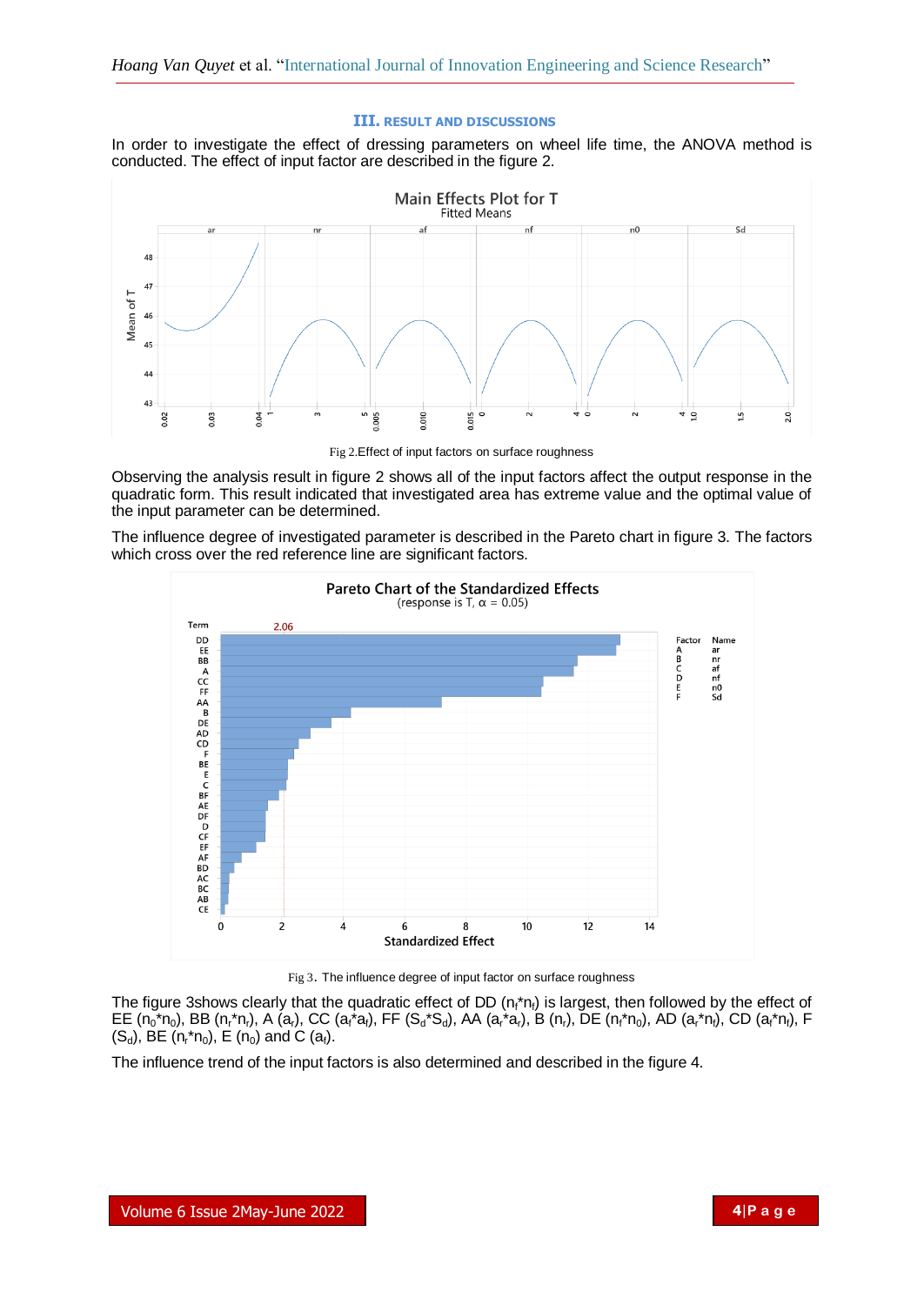## III. RESULT AND DISCUSSIONS

In order to investigate the effect of dressing parameters on wheel life time, the ANOVA method is conducted. The effect of input factor are described in the figure 2.

Fig 2.Effect of input factors on surface roughness

Observing the analysis result in figure 2 shows all of the input factors affect the output response in the quadratic form. This result indicated that investigated area has extreme value and the optimal value of the input parameter can be determined.

The influence degree of investigated parameter is described in the Pareto chart in figure 3. The factors which cross over the red reference line are significant factors.

Fig 3. The influence degree of input factor on surface roughness

The figure 3shows clearly that the quadratic effect of DD ($n_f$\*$n_f$) is largest, then followed by the effect of EE ($n_0$\*$n_0$), BB ($n_r$\*$n_r$), A ($a_r$), CC ($a_f$\*$a_f$), FF ($S_d$\*$S_d$), AA ($a_r$\*$a_r$), B ($n_r$), DE ($n_f$\*$n_0$), AD ($a_r$\*$n_f$), CD ($a_f$\*$n_f$), F ($S_d$), BE ($n_r$\*$n_0$), E ($n_0$) and C ($a_f$).

The influence trend of the input factors is also determined and described in the figure 4.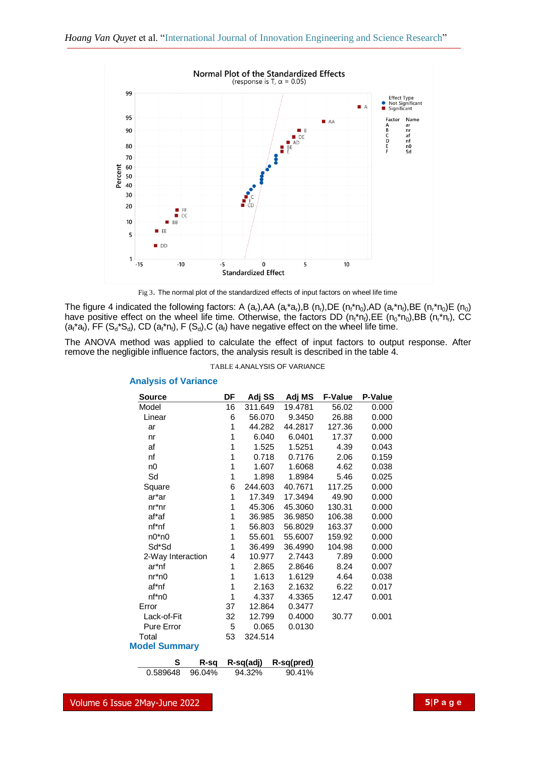Fig 3. The normal plot of the standardized effects of input factors on wheel life time

The figure 4 indicated the following factors: A ($a_r$),AA ($a_r$*$a_r$),B ($n_r$),DE ($n_f$*$n_0$),AD ($a_r$*$n_f$),BE ($n_r$*$n_0$)E ($n_0$) have positive effect on the wheel life time. Otherwise, the factors DD ($n_f$*$n_f$),EE ($n_0$*$n_0$),BB ($n_r$*$n_r$), CC ($a_f$*$a_f$), FF ($S_d$*$S_d$), CD ($a_f$*$n_f$), F ($S_d$),C ($a_f$) have negative effect on the wheel life time.

The ANOVA method was applied to calculate the effect of input factors to output response. After remove the negligible influence factors, the analysis result is described in the table 4.

TABLE 4.ANALYSIS OF VARIANCE

**Analysis of Variance**

| Source | DF | Adj SS | Adj MS | F-Value | P-Value |
|---|---|---|---|---|---|
| Model | 16 | 311.649 | 19.4781 | 56.02 | 0.000 |
| Linear | 6 | 56.070 | 9.3450 | 26.88 | 0.000 |
| ar | 1 | 44.282 | 44.2817 | 127.36 | 0.000 |
| nr | 1 | 6.040 | 6.0401 | 17.37 | 0.000 |
| af | 1 | 1.525 | 1.5251 | 4.39 | 0.043 |
| nf | 1 | 0.718 | 0.7176 | 2.06 | 0.159 |
| n0 | 1 | 1.607 | 1.6068 | 4.62 | 0.038 |
| Sd | 1 | 1.898 | 1.8984 | 5.46 | 0.025 |
| Square | 6 | 244.603 | 40.7671 | 117.25 | 0.000 |
| ar*ar | 1 | 17.349 | 17.3494 | 49.90 | 0.000 |
| nr*nr | 1 | 45.306 | 45.3060 | 130.31 | 0.000 |
| af*af | 1 | 36.985 | 36.9850 | 106.38 | 0.000 |
| nf*nf | 1 | 56.803 | 56.8029 | 163.37 | 0.000 |
| n0*n0 | 1 | 55.601 | 55.6007 | 159.92 | 0.000 |
| Sd*Sd | 1 | 36.499 | 36.4990 | 104.98 | 0.000 |
| 2-Way Interaction | 4 | 10.977 | 2.7443 | 7.89 | 0.000 |
| ar*nf | 1 | 2.865 | 2.8646 | 8.24 | 0.007 |
| nr*n0 | 1 | 1.613 | 1.6129 | 4.64 | 0.038 |
| af*nf | 1 | 2.163 | 2.1632 | 6.22 | 0.017 |
| nf*n0 | 1 | 4.337 | 4.3365 | 12.47 | 0.001 |
| Error | 37 | 12.864 | 0.3477 | | |
| Lack-of-Fit | 32 | 12.799 | 0.4000 | 30.77 | 0.001 |
| Pure Error | 5 | 0.065 | 0.0130 | | |
| Total | 53 | 324.514 | | | |

**Model Summary**

| S | R-sq | R-sq(adj) | R-sq(pred) |
|---|---|---|---|
| 0.589648 | 96.04% | 94.32% | 90.41% |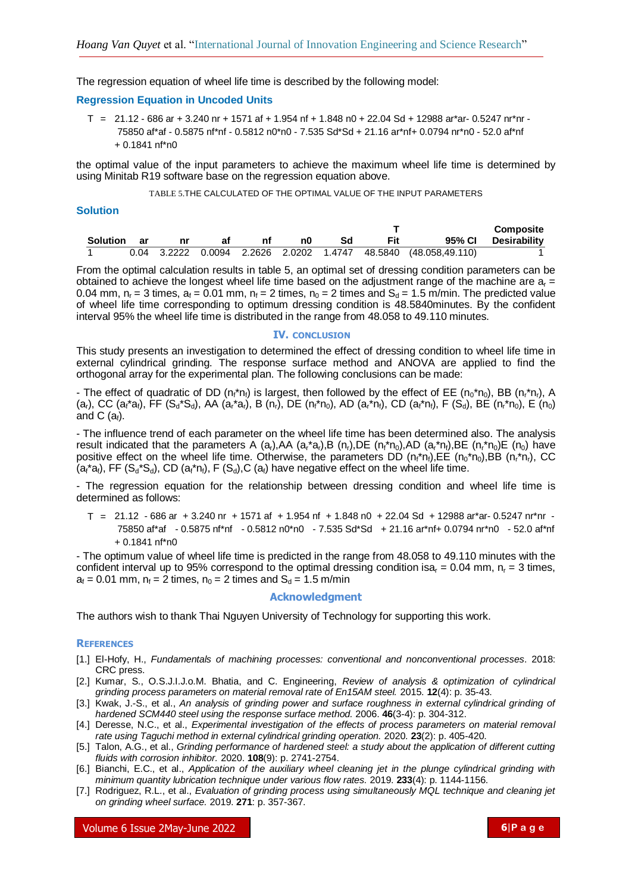The regression equation of wheel life time is described by the following model:

### Regression Equation in Uncoded Units

$$T = 21.12 - 686\ ar + 3.240\ nr + 1571\ af + 1.954\ nf + 1.848\ n0 + 22.04\ Sd + 12988\ ar{*}ar - 0.5247\ nr{*}nr - 75850\ af{*}af - 0.5875\ nf{*}nf - 0.5812\ n0{*}n0 - 7.535\ Sd{*}Sd + 21.16\ ar{*}nf + 0.0794\ nr{*}n0 - 52.0\ af{*}nf + 0.1841\ nf{*}n0$$

the optimal value of the input parameters to achieve the maximum wheel life time is determined by using Minitab R19 software base on the regression equation above.

TABLE 5.THE CALCULATED OF THE OPTIMAL VALUE OF THE INPUT PARAMETERS

### Solution

| Solution | ar | nr | af | nf | n0 | Sd | T Fit | 95% CI | Composite Desirability |
|---|---|---|---|---|---|---|---|---|---|
| 1 | 0.04 | 3.2222 | 0.0094 | 2.2626 | 2.0202 | 1.4747 | 48.5840 | (48.058,49.110) | 1 |

From the optimal calculation results in table 5, an optimal set of dressing condition parameters can be obtained to achieve the longest wheel life time based on the adjustment range of the machine are $a_r$ = 0.04 mm, $n_r$ = 3 times, $a_f$ = 0.01 mm, $n_f$ = 2 times, $n_0$ = 2 times and $S_d$ = 1.5 m/min. The predicted value of wheel life time corresponding to optimum dressing condition is 48.5840minutes. By the confident interval 95% the wheel life time is distributed in the range from 48.058 to 49.110 minutes.

## IV. CONCLUSION

This study presents an investigation to determined the effect of dressing condition to wheel life time in external cylindrical grinding. The response surface method and ANOVA are applied to find the orthogonal array for the experimental plan. The following conclusions can be made:

- The effect of quadratic of DD ($n_f*n_f$) is largest, then followed by the effect of EE ($n_0*n_0$), BB ($n_r*n_r$), A ($a_r$), CC ($a_f*a_f$), FF ($S_d*S_d$), AA ($a_r*a_r$), B ($n_r$), DE ($n_f*n_0$), AD ($a_r*n_f$), CD ($a_f*n_f$), F ($S_d$), BE ($n_r*n_0$), E ($n_0$) and C ($a_f$).

- The influence trend of each parameter on the wheel life time has been determined also. The analysis result indicated that the parameters A ($a_r$),AA ($a_r*a_r$),B ($n_r$),DE ($n_f*n_0$),AD ($a_r*n_f$),BE ($n_r*n_0$)E ($n_0$) have positive effect on the wheel life time. Otherwise, the parameters DD ($n_f*n_f$),EE ($n_0*n_0$),BB ($n_r*n_r$), CC ($a_f*a_f$), FF ($S_d*S_d$), CD ($a_f*n_f$), F ($S_d$),C ($a_f$) have negative effect on the wheel life time.

- The regression equation for the relationship between dressing condition and wheel life time is determined as follows:

$$T = 21.12 - 686\ ar + 3.240\ nr + 1571\ af + 1.954\ nf + 1.848\ n0 + 22.04\ Sd + 12988\ ar{*}ar - 0.5247\ nr{*}nr - 75850\ af{*}af - 0.5875\ nf{*}nf - 0.5812\ n0{*}n0 - 7.535\ Sd{*}Sd + 21.16\ ar{*}nf + 0.0794\ nr{*}n0 - 52.0\ af{*}nf + 0.1841\ nf{*}n0$$

- The optimum value of wheel life time is predicted in the range from 48.058 to 49.110 minutes with the confident interval up to 95% correspond to the optimal dressing condition isa$_r$ = 0.04 mm, $n_r$ = 3 times, $a_f$ = 0.01 mm, $n_f$ = 2 times, $n_0$ = 2 times and $S_d$ = 1.5 m/min

## Acknowledgment

The authors wish to thank Thai Nguyen University of Technology for supporting this work.

## REFERENCES

[1.] El-Hofy, H., *Fundamentals of machining processes: conventional and nonconventional processes*. 2018: CRC press.
[2.] Kumar, S., O.S.J.I.J.o.M. Bhatia, and C. Engineering, *Review of analysis & optimization of cylindrical grinding process parameters on material removal rate of En15AM steel.* 2015. **12**(4): p. 35-43.
[3.] Kwak, J.-S., et al., *An analysis of grinding power and surface roughness in external cylindrical grinding of hardened SCM440 steel using the response surface method.* 2006. **46**(3-4): p. 304-312.
[4.] Deresse, N.C., et al., *Experimental investigation of the effects of process parameters on material removal rate using Taguchi method in external cylindrical grinding operation.* 2020. **23**(2): p. 405-420.
[5.] Talon, A.G., et al., *Grinding performance of hardened steel: a study about the application of different cutting fluids with corrosion inhibitor.* 2020. **108**(9): p. 2741-2754.
[6.] Bianchi, E.C., et al., *Application of the auxiliary wheel cleaning jet in the plunge cylindrical grinding with minimum quantity lubrication technique under various flow rates.* 2019. **233**(4): p. 1144-1156.
[7.] Rodriguez, R.L., et al., *Evaluation of grinding process using simultaneously MQL technique and cleaning jet on grinding wheel surface.* 2019. **271**: p. 357-367.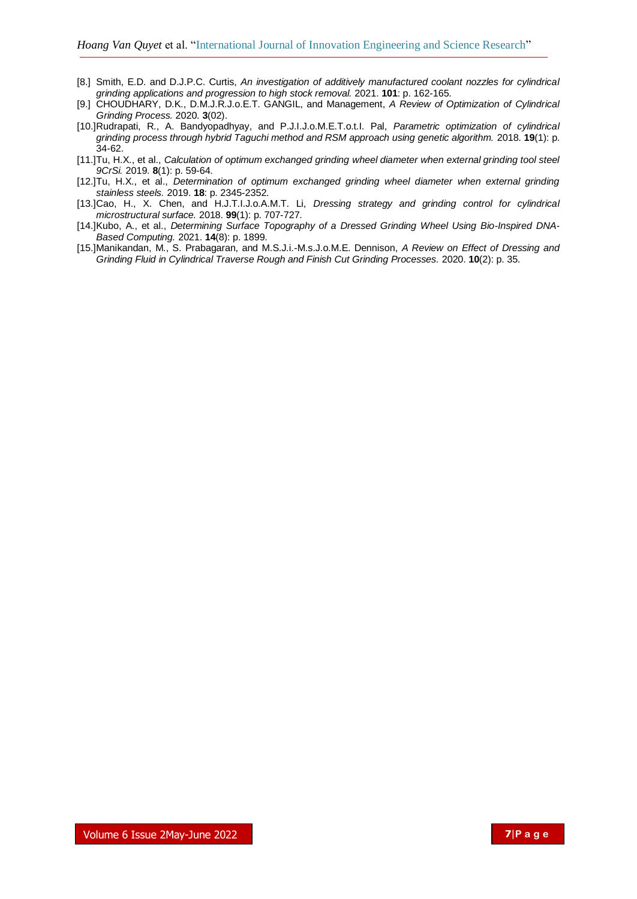[8.] Smith, E.D. and D.J.P.C. Curtis, *An investigation of additively manufactured coolant nozzles for cylindrical grinding applications and progression to high stock removal.* 2021. **101**: p. 162-165.

[9.] CHOUDHARY, D.K., D.M.J.R.J.o.E.T. GANGIL, and Management, *A Review of Optimization of Cylindrical Grinding Process.* 2020. **3**(02).

[10.] Rudrapati, R., A. Bandyopadhyay, and P.J.I.J.o.M.E.T.o.t.I. Pal, *Parametric optimization of cylindrical grinding process through hybrid Taguchi method and RSM approach using genetic algorithm.* 2018. **19**(1): p. 34-62.

[11.] Tu, H.X., et al., *Calculation of optimum exchanged grinding wheel diameter when external grinding tool steel 9CrSi.* 2019. **8**(1): p. 59-64.

[12.] Tu, H.X., et al., *Determination of optimum exchanged grinding wheel diameter when external grinding stainless steels.* 2019. **18**: p. 2345-2352.

[13.] Cao, H., X. Chen, and H.J.T.I.J.o.A.M.T. Li, *Dressing strategy and grinding control for cylindrical microstructural surface.* 2018. **99**(1): p. 707-727.

[14.] Kubo, A., et al., *Determining Surface Topography of a Dressed Grinding Wheel Using Bio-Inspired DNA-Based Computing.* 2021. **14**(8): p. 1899.

[15.] Manikandan, M., S. Prabagaran, and M.S.J.i.-M.s.J.o.M.E. Dennison, *A Review on Effect of Dressing and Grinding Fluid in Cylindrical Traverse Rough and Finish Cut Grinding Processes.* 2020. **10**(2): p. 35.